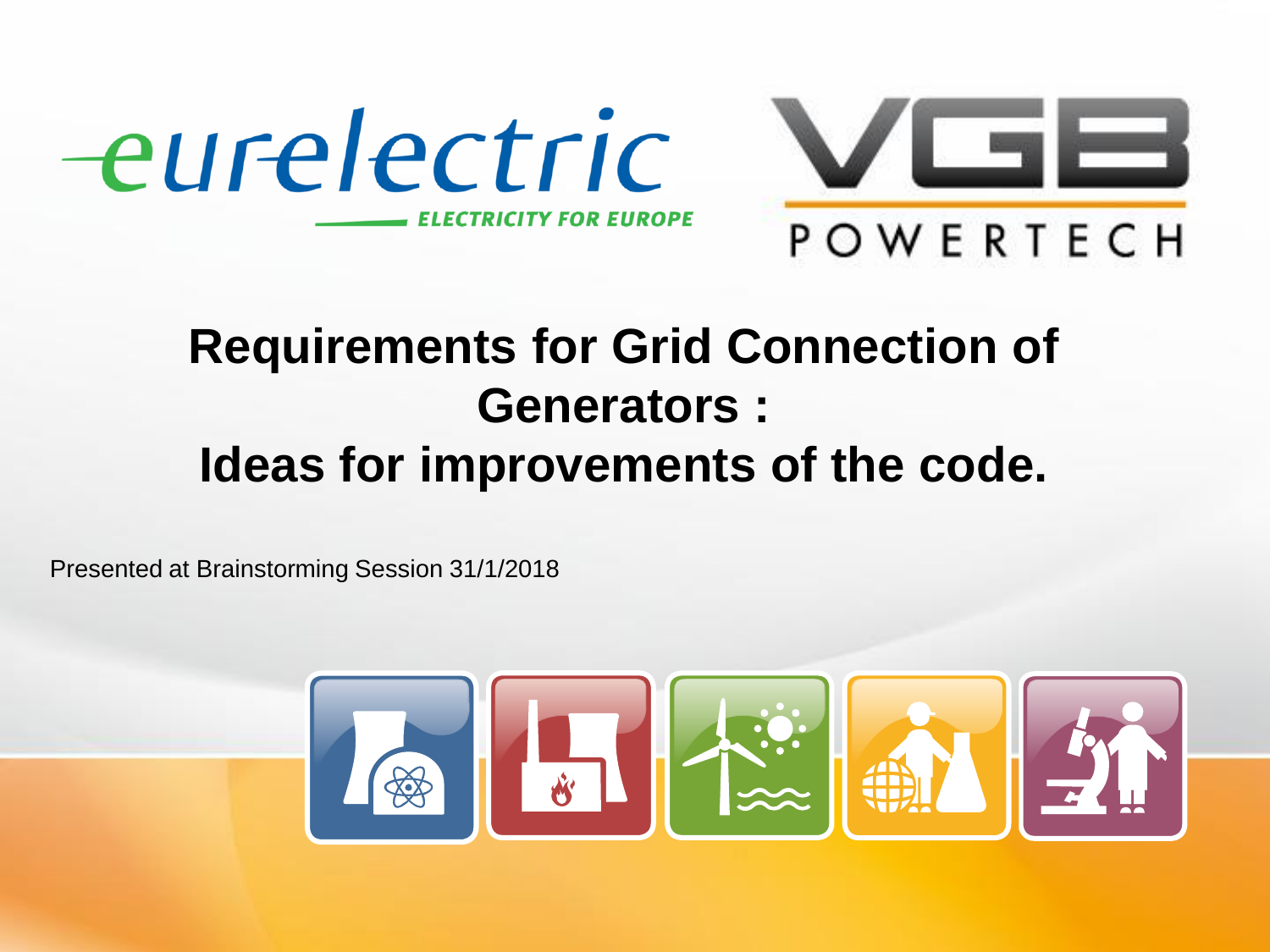eurelectric
ELECTRICITY FOR EUROPE

VGB POWERTECH

# Requirements for Grid Connection of Generators : Ideas for improvements of the code.

Presented at Brainstorming Session 31/1/2018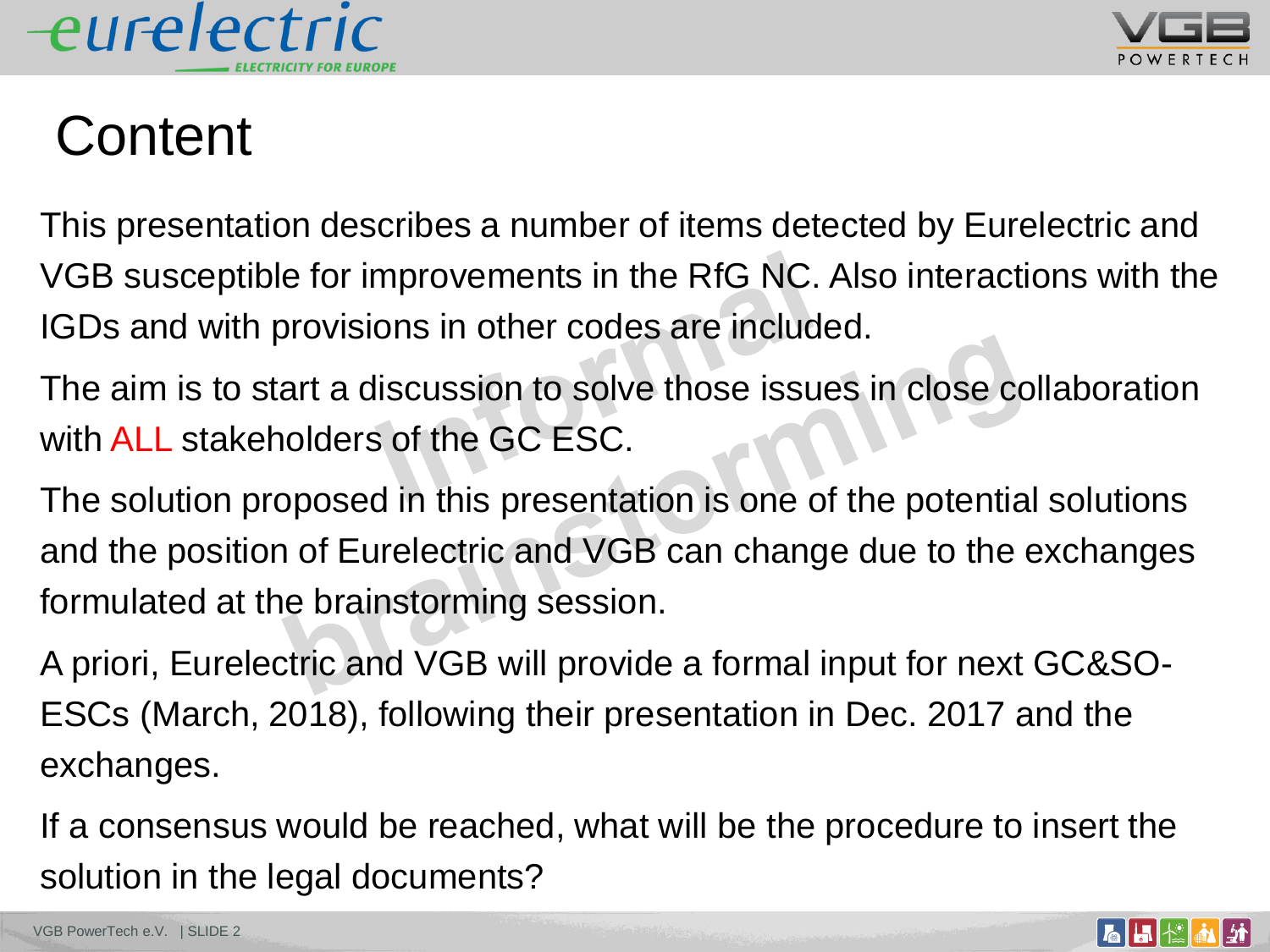# Content

This presentation describes a number of items detected by Eurelectric and VGB susceptible for improvements in the RfG NC. Also interactions with the IGDs and with provisions in other codes are included.

The aim is to start a discussion to solve those issues in close collaboration with ALL stakeholders of the GC ESC.

The solution proposed in this presentation is one of the potential solutions and the position of Eurelectric and VGB can change due to the exchanges formulated at the brainstorming session.

A priori, Eurelectric and VGB will provide a formal input for next GC&SO-ESCs (March, 2018), following their presentation in Dec. 2017 and the exchanges.

If a consensus would be reached, what will be the procedure to insert the solution in the legal documents?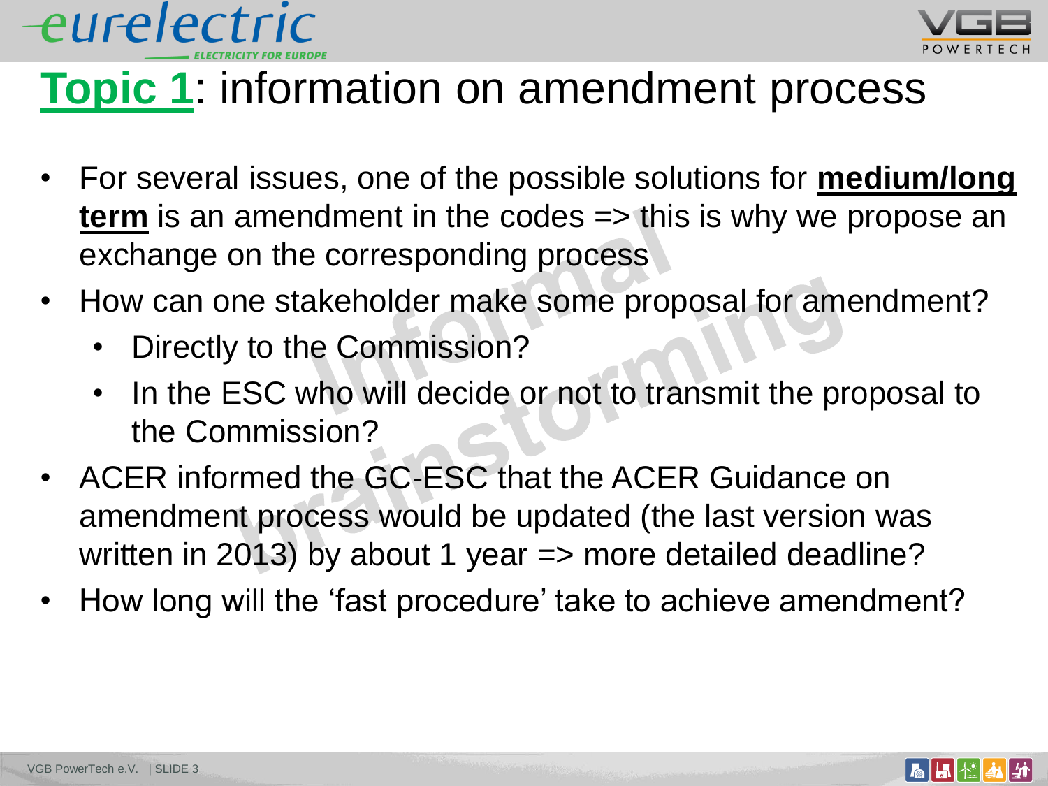# **Topic 1**: information on amendment process

- For several issues, one of the possible solutions for **medium/long term** is an amendment in the codes => this is why we propose an exchange on the corresponding process
- How can one stakeholder make some proposal for amendment?
  - Directly to the Commission?
  - In the ESC who will decide or not to transmit the proposal to the Commission?
- ACER informed the GC-ESC that the ACER Guidance on amendment process would be updated (the last version was written in 2013) by about 1 year => more detailed deadline?
- How long will the 'fast procedure' take to achieve amendment?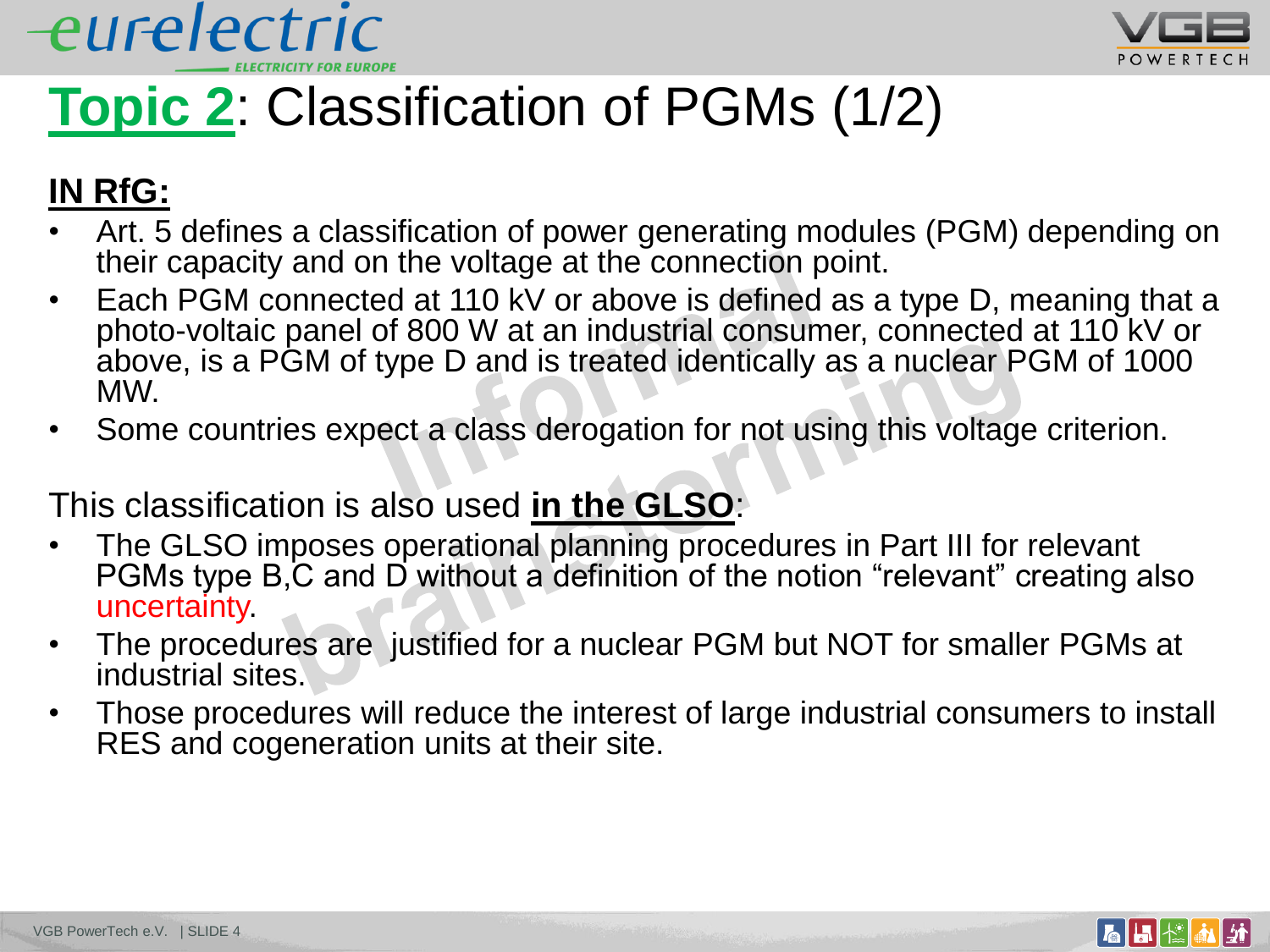# Topic 2: Classification of PGMs (1/2)

**IN RfG:**

- Art. 5 defines a classification of power generating modules (PGM) depending on their capacity and on the voltage at the connection point.
- Each PGM connected at 110 kV or above is defined as a type D, meaning that a photo-voltaic panel of 800 W at an industrial consumer, connected at 110 kV or above, is a PGM of type D and is treated identically as a nuclear PGM of 1000 MW.
- Some countries expect a class derogation for not using this voltage criterion.

This classification is also used **in the GLSO**:

- The GLSO imposes operational planning procedures in Part III for relevant PGMs type B,C and D without a definition of the notion "relevant" creating also uncertainty.
- The procedures are justified for a nuclear PGM but NOT for smaller PGMs at industrial sites.
- Those procedures will reduce the interest of large industrial consumers to install RES and cogeneration units at their site.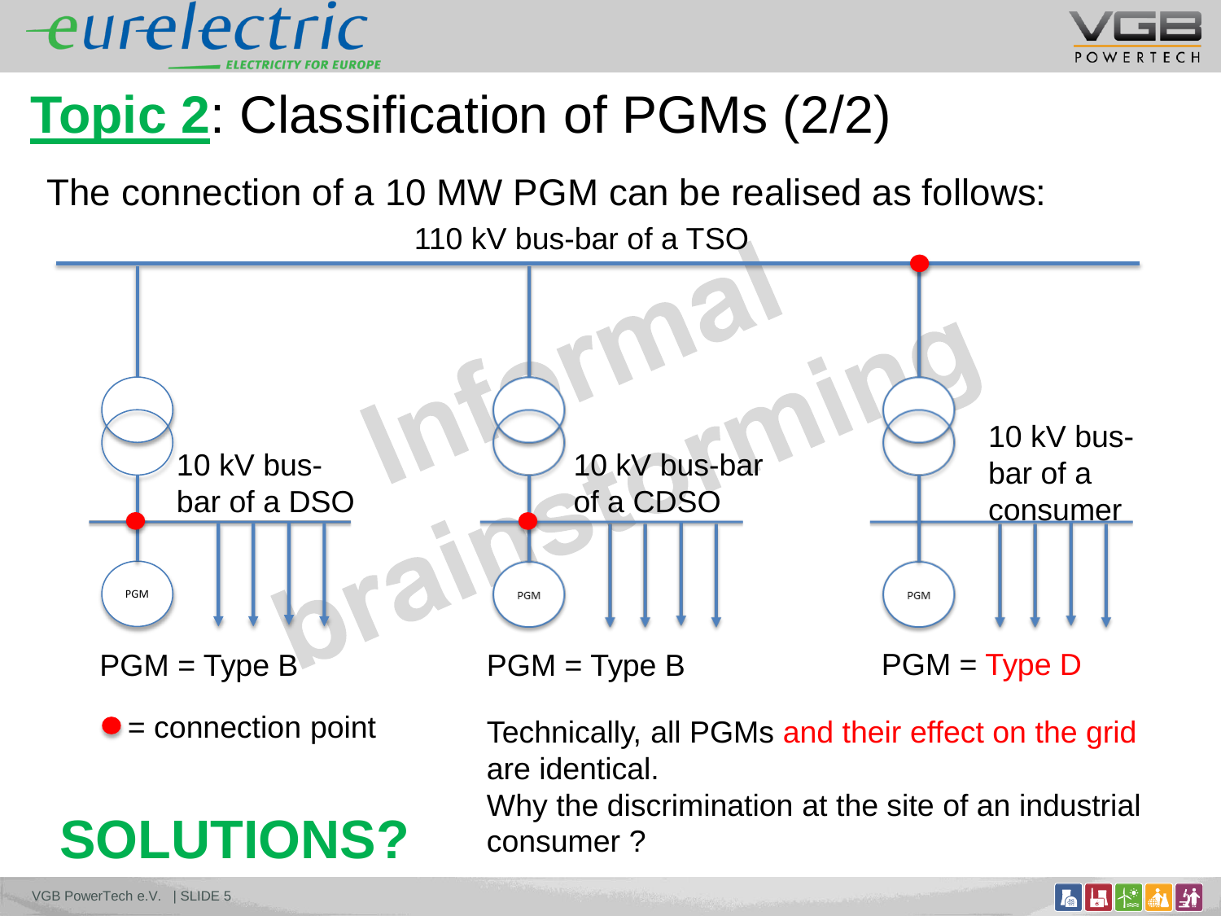# Topic 2: Classification of PGMs (2/2)

The connection of a 10 MW PGM can be realised as follows:

110 kV bus-bar of a TSO

10 kV bus-bar of a DSO

10 kV bus-bar of a CDSO

10 kV bus-bar of a consumer

PGM = Type B

PGM = Type B

PGM = Type D

● = connection point

Technically, all PGMs and their effect on the grid are identical.
Why the discrimination at the site of an industrial consumer ?

**SOLUTIONS?**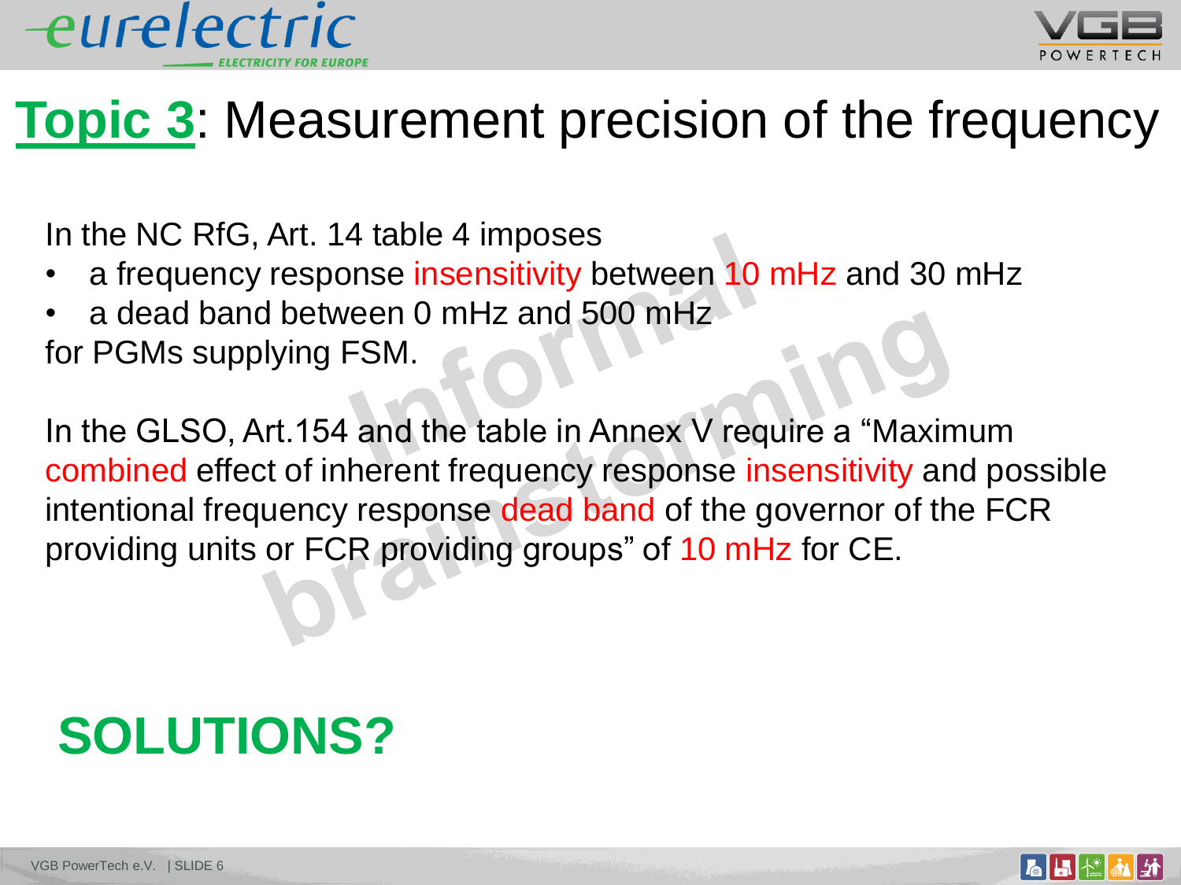# Topic 3: Measurement precision of the frequency

In the NC RfG, Art. 14 table 4 imposes

- a frequency response insensitivity between 10 mHz and 30 mHz
- a dead band between 0 mHz and 500 mHz

for PGMs supplying FSM.

In the GLSO, Art.154 and the table in Annex V require a "Maximum combined effect of inherent frequency response insensitivity and possible intentional frequency response dead band of the governor of the FCR providing units or FCR providing groups" of 10 mHz for CE.

**SOLUTIONS?**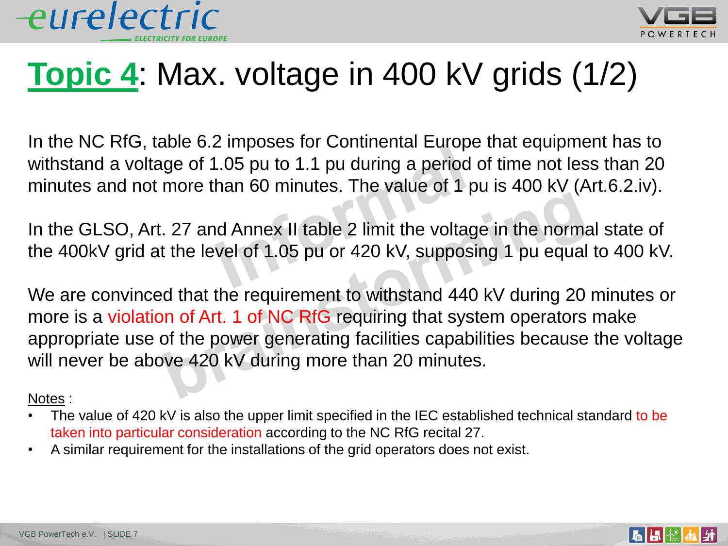# Topic 4: Max. voltage in 400 kV grids (1/2)

In the NC RfG, table 6.2 imposes for Continental Europe that equipment has to withstand a voltage of 1.05 pu to 1.1 pu during a period of time not less than 20 minutes and not more than 60 minutes. The value of 1 pu is 400 kV (Art.6.2.iv).

In the GLSO, Art. 27 and Annex II table 2 limit the voltage in the normal state of the 400kV grid at the level of 1.05 pu or 420 kV, supposing 1 pu equal to 400 kV.

We are convinced that the requirement to withstand 440 kV during 20 minutes or more is a violation of Art. 1 of NC RfG requiring that system operators make appropriate use of the power generating facilities capabilities because the voltage will never be above 420 kV during more than 20 minutes.

Notes :

- The value of 420 kV is also the upper limit specified in the IEC established technical standard to be taken into particular consideration according to the NC RfG recital 27.
- A similar requirement for the installations of the grid operators does not exist.

Informal brainstorming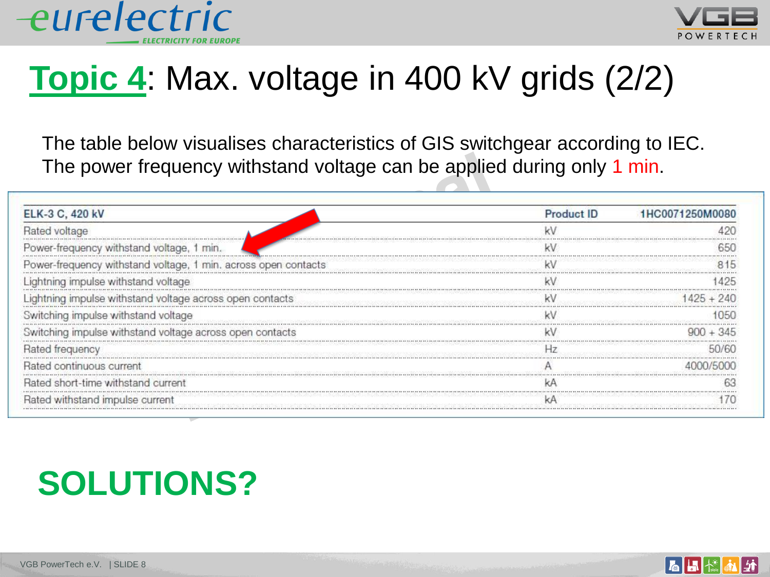# Topic 4: Max. voltage in 400 kV grids (2/2)

The table below visualises characteristics of GIS switchgear according to IEC.
The power frequency withstand voltage can be applied during only 1 min.

| ELK-3 C, 420 kV | Product ID | 1HC0071250M0080 |
|---|---|---|
| Rated voltage | kV | 420 |
| Power-frequency withstand voltage, 1 min. | kV | 650 |
| Power-frequency withstand voltage, 1 min. across open contacts | kV | 815 |
| Lightning impulse withstand voltage | kV | 1425 |
| Lightning impulse withstand voltage across open contacts | kV | 1425 + 240 |
| Switching impulse withstand voltage | kV | 1050 |
| Switching impulse withstand voltage across open contacts | kV | 900 + 345 |
| Rated frequency | Hz | 50/60 |
| Rated continuous current | A | 4000/5000 |
| Rated short-time withstand current | kA | 63 |
| Rated withstand impulse current | kA | 170 |

**SOLUTIONS?**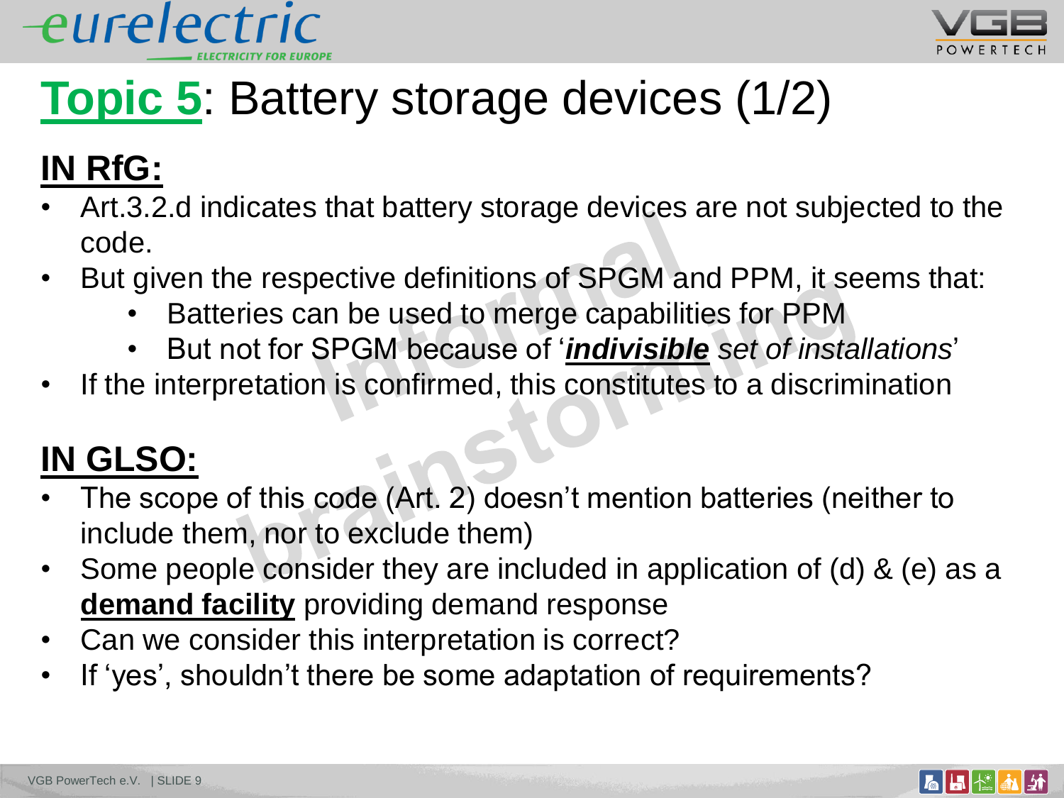# **Topic 5**: Battery storage devices (1/2)

## **IN RfG:**

- Art.3.2.d indicates that battery storage devices are not subjected to the code.
- But given the respective definitions of SPGM and PPM, it seems that:
  - Batteries can be used to merge capabilities for PPM
  - But not for SPGM because of '***indivisible*** *set of installations*'
- If the interpretation is confirmed, this constitutes to a discrimination

## **IN GLSO:**

- The scope of this code (Art. 2) doesn't mention batteries (neither to include them, nor to exclude them)
- Some people consider they are included in application of (d) & (e) as a **demand facility** providing demand response
- Can we consider this interpretation is correct?
- If 'yes', shouldn't there be some adaptation of requirements?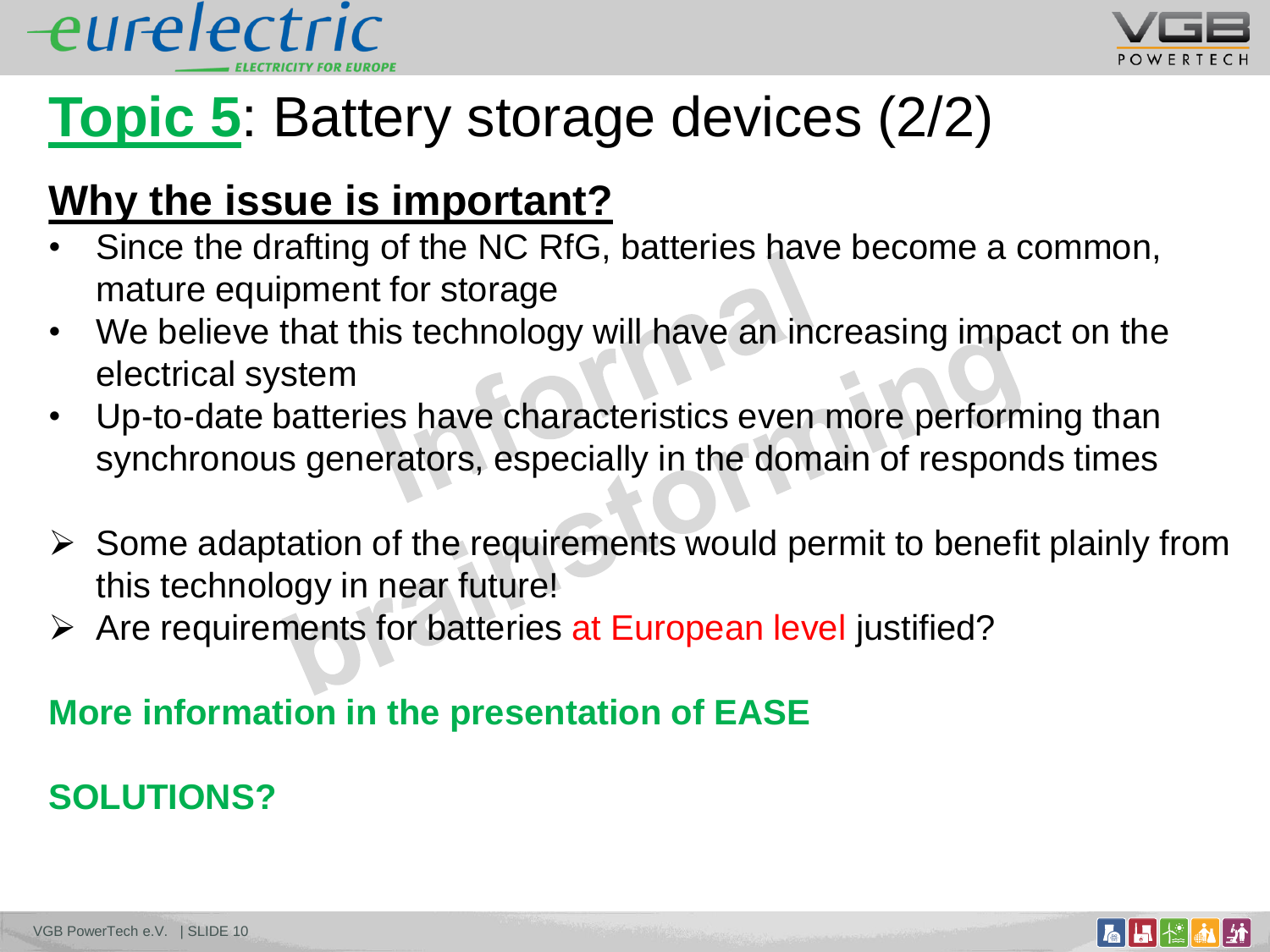# Topic 5: Battery storage devices (2/2)

## Why the issue is important?

- Since the drafting of the NC RfG, batteries have become a common, mature equipment for storage
- We believe that this technology will have an increasing impact on the electrical system
- Up-to-date batteries have characteristics even more performing than synchronous generators, especially in the domain of responds times

- Some adaptation of the requirements would permit to benefit plainly from this technology in near future!
- Are requirements for batteries at European level justified?

**More information in the presentation of EASE**

**SOLUTIONS?**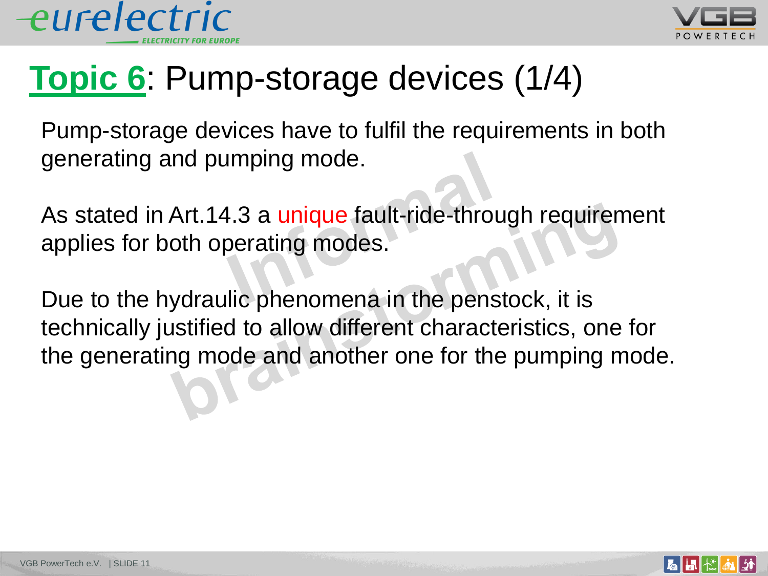# Topic 6: Pump-storage devices (1/4)

Pump-storage devices have to fulfil the requirements in both generating and pumping mode.

As stated in Art.14.3 a unique fault-ride-through requirement applies for both operating modes.

Due to the hydraulic phenomena in the penstock, it is technically justified to allow different characteristics, one for the generating mode and another one for the pumping mode.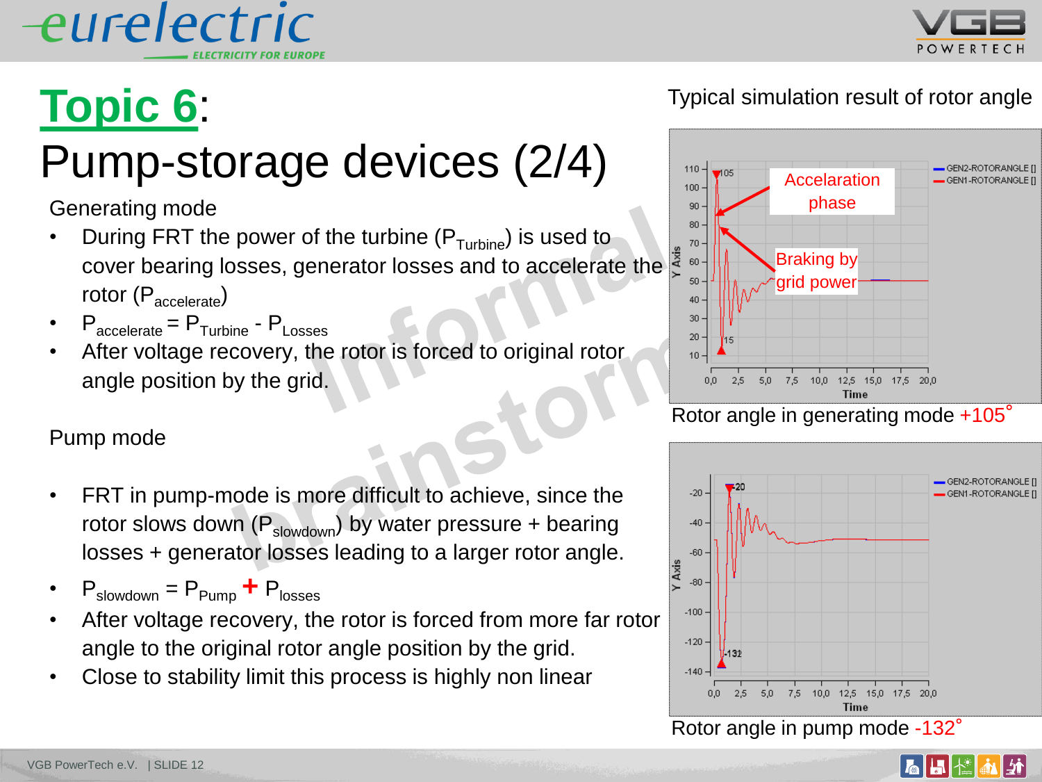# Topic 6:

# Pump-storage devices (2/4)

Generating mode

- During FRT the power of the turbine ($P_{Turbine}$) is used to cover bearing losses, generator losses and to accelerate the rotor ($P_{accelerate}$)
- $P_{accelerate} = P_{Turbine} - P_{Losses}$
- After voltage recovery, the rotor is forced to original rotor angle position by the grid.

Pump mode

- FRT in pump-mode is more difficult to achieve, since the rotor slows down ($P_{slowdown}$) by water pressure + bearing losses + generator losses leading to a larger rotor angle.
- $P_{slowdown} = P_{Pump} + P_{losses}$
- After voltage recovery, the rotor is forced from more far rotor angle to the original rotor angle position by the grid.
- Close to stability limit this process is highly non linear

Typical simulation result of rotor angle

Accelaration phase

Braking by grid power

Rotor angle in generating mode +105°

Rotor angle in pump mode -132°

Informal brainstorm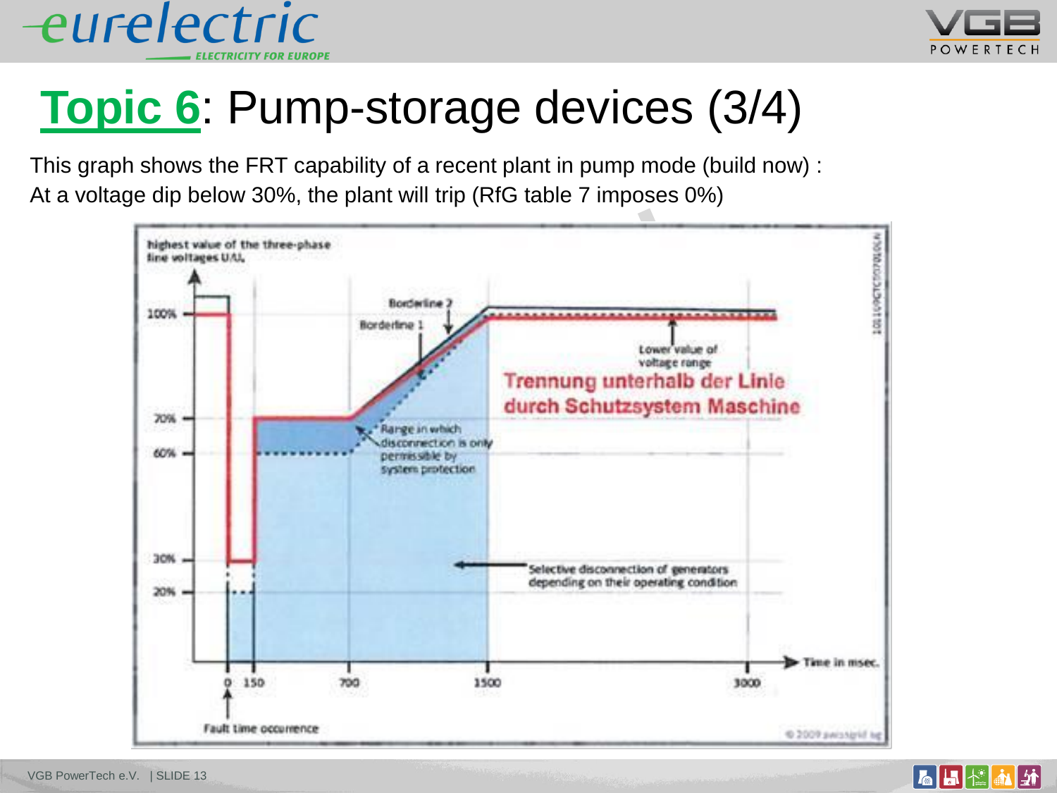# Topic 6: Pump-storage devices (3/4)

This graph shows the FRT capability of a recent plant in pump mode (build now) :
At a voltage dip below 30%, the plant will trip (RfG table 7 imposes 0%)

highest value of the three-phase line voltages U/U$_n$

100%

70%

60%

30%

20%

Borderline 2

Borderline 1

Lower value of voltage range

Trennung unterhalb der Linie durch Schutzsystem Maschine

Range in which disconnection is only permissible by system protection

Selective disconnection of generators depending on their operating condition

0 150 700 1500 3000

Time in msec.

Fault time occurrence

© 2009 swissgrid ag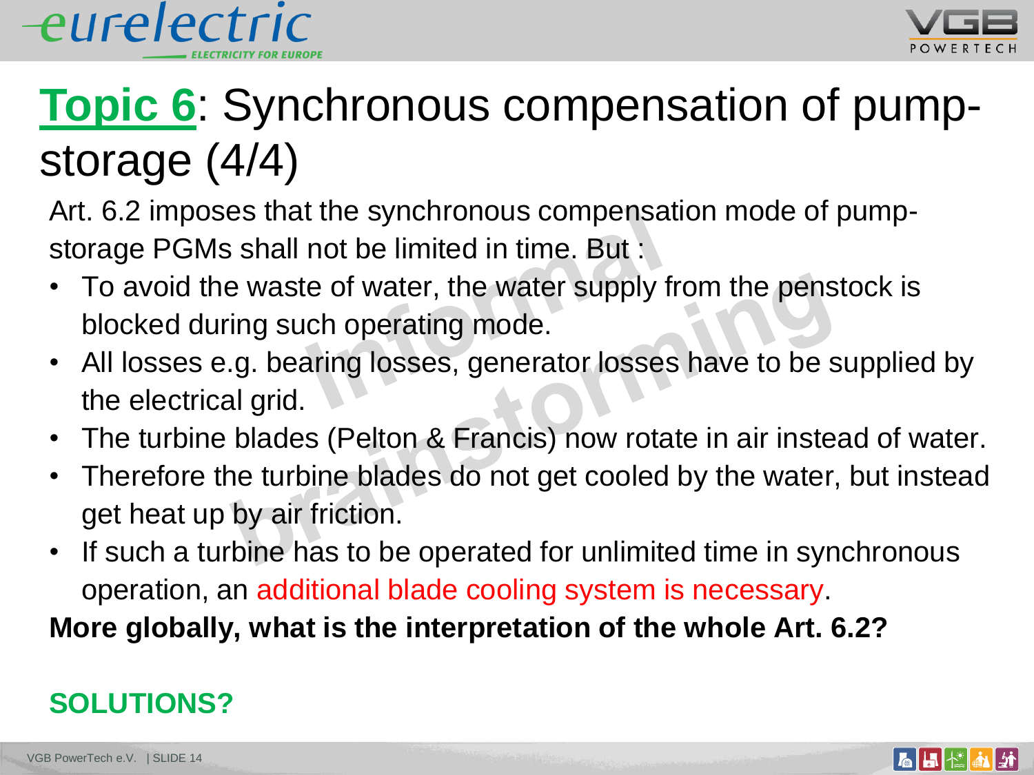# **Topic 6**: Synchronous compensation of pump-storage (4/4)

Art. 6.2 imposes that the synchronous compensation mode of pump-storage PGMs shall not be limited in time. But :

- To avoid the waste of water, the water supply from the penstock is blocked during such operating mode.
- All losses e.g. bearing losses, generator losses have to be supplied by the electrical grid.
- The turbine blades (Pelton & Francis) now rotate in air instead of water.
- Therefore the turbine blades do not get cooled by the water, but instead get heat up by air friction.
- If such a turbine has to be operated for unlimited time in synchronous operation, an additional blade cooling system is necessary.

**More globally, what is the interpretation of the whole Art. 6.2?**

**SOLUTIONS?**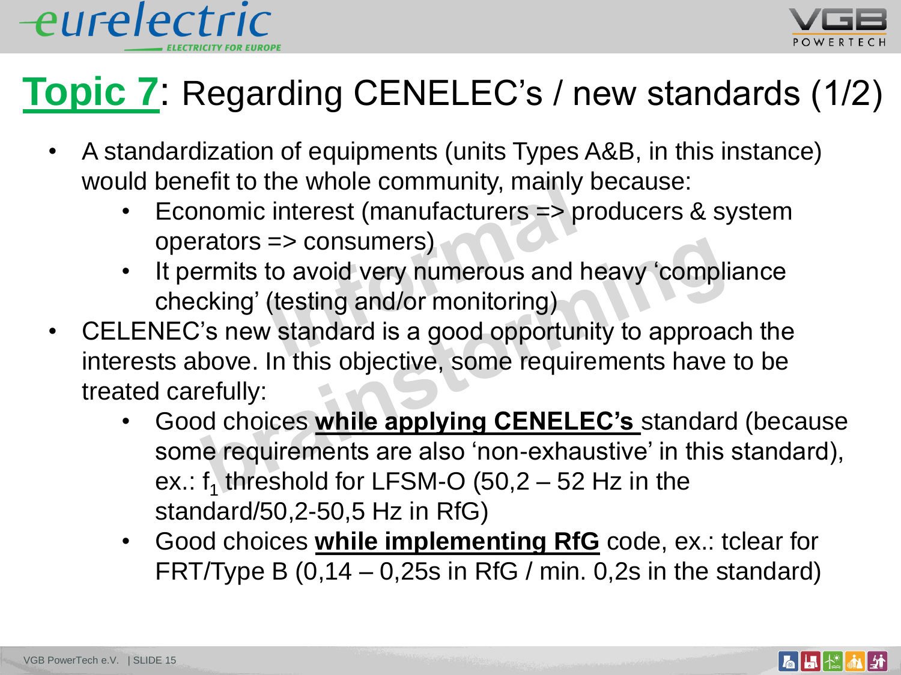# Topic 7: Regarding CENELEC's / new standards (1/2)

- A standardization of equipments (units Types A&B, in this instance) would benefit to the whole community, mainly because:
  - Economic interest (manufacturers => producers & system operators => consumers)
  - It permits to avoid very numerous and heavy 'compliance checking' (testing and/or monitoring)
- CELENEC's new standard is a good opportunity to approach the interests above. In this objective, some requirements have to be treated carefully:
  - Good choices **while applying CENELEC's** standard (because some requirements are also 'non-exhaustive' in this standard), ex.: $f_1$ threshold for LFSM-O (50,2 – 52 Hz in the standard/50,2-50,5 Hz in RfG)
  - Good choices **while implementing RfG** code, ex.: tclear for FRT/Type B (0,14 – 0,25s in RfG / min. 0,2s in the standard)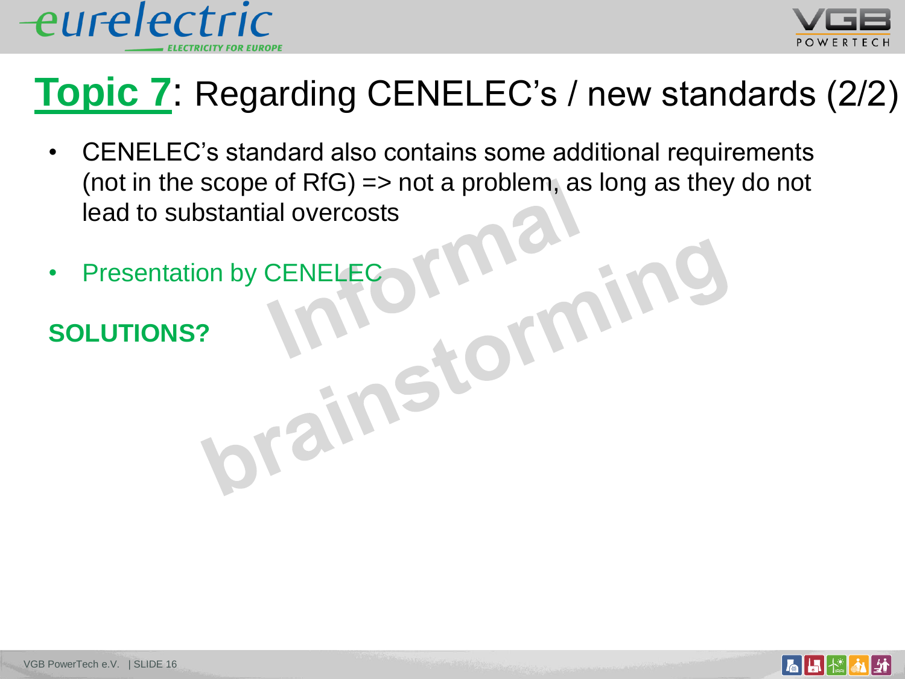# **Topic 7**: Regarding CENELEC's / new standards (2/2)

- CENELEC's standard also contains some additional requirements (not in the scope of RfG) => not a problem, as long as they do not lead to substantial overcosts

- Presentation by CENELEC

**SOLUTIONS?**

Informal brainstorming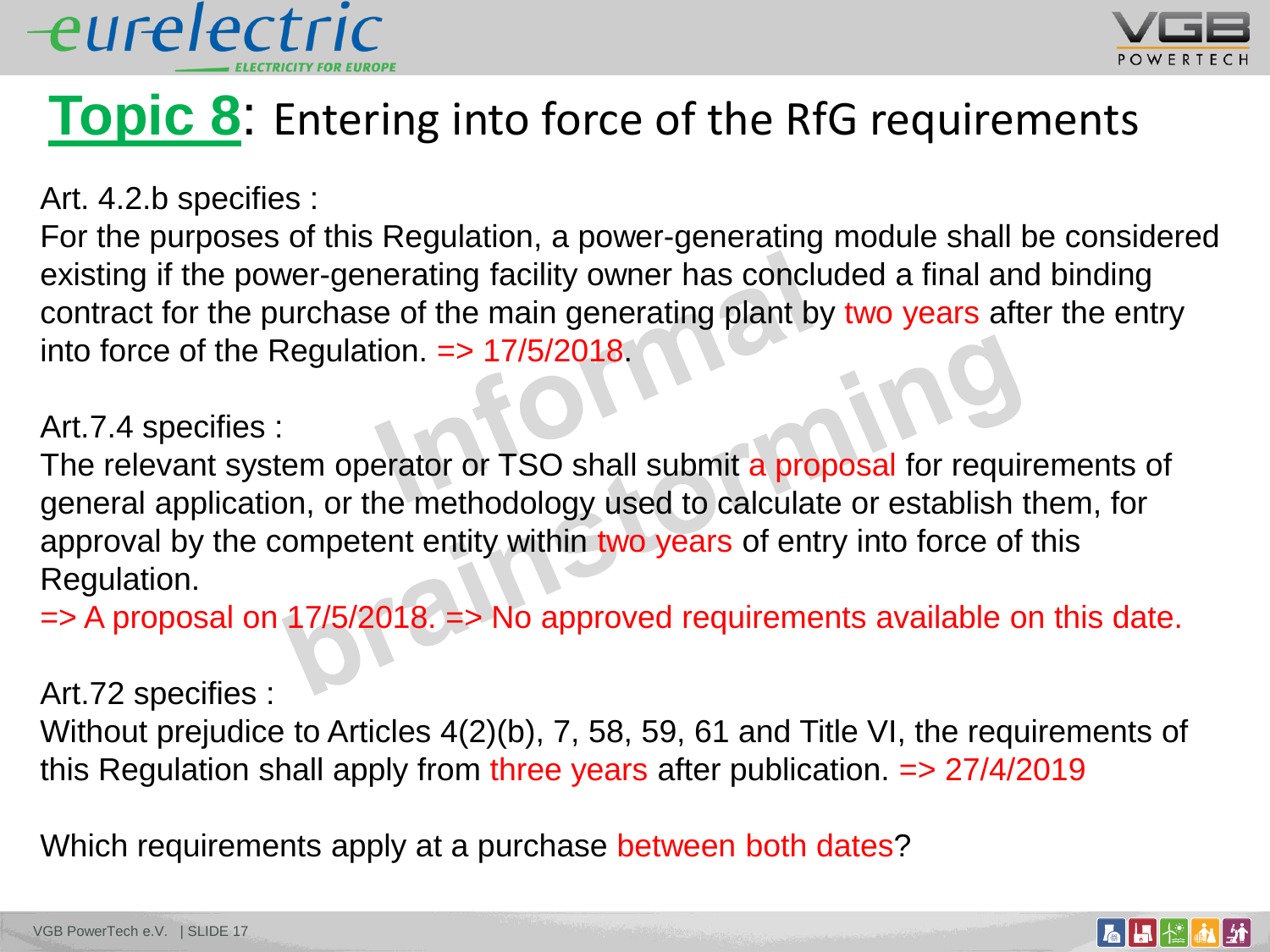# Topic 8: Entering into force of the RfG requirements

Art. 4.2.b specifies :
For the purposes of this Regulation, a power-generating module shall be considered existing if the power-generating facility owner has concluded a final and binding contract for the purchase of the main generating plant by two years after the entry into force of the Regulation. => 17/5/2018.

Art.7.4 specifies :
The relevant system operator or TSO shall submit a proposal for requirements of general application, or the methodology used to calculate or establish them, for approval by the competent entity within two years of entry into force of this Regulation.
=> A proposal on 17/5/2018. => No approved requirements available on this date.

Art.72 specifies :
Without prejudice to Articles 4(2)(b), 7, 58, 59, 61 and Title VI, the requirements of this Regulation shall apply from three years after publication. => 27/4/2019

Which requirements apply at a purchase between both dates?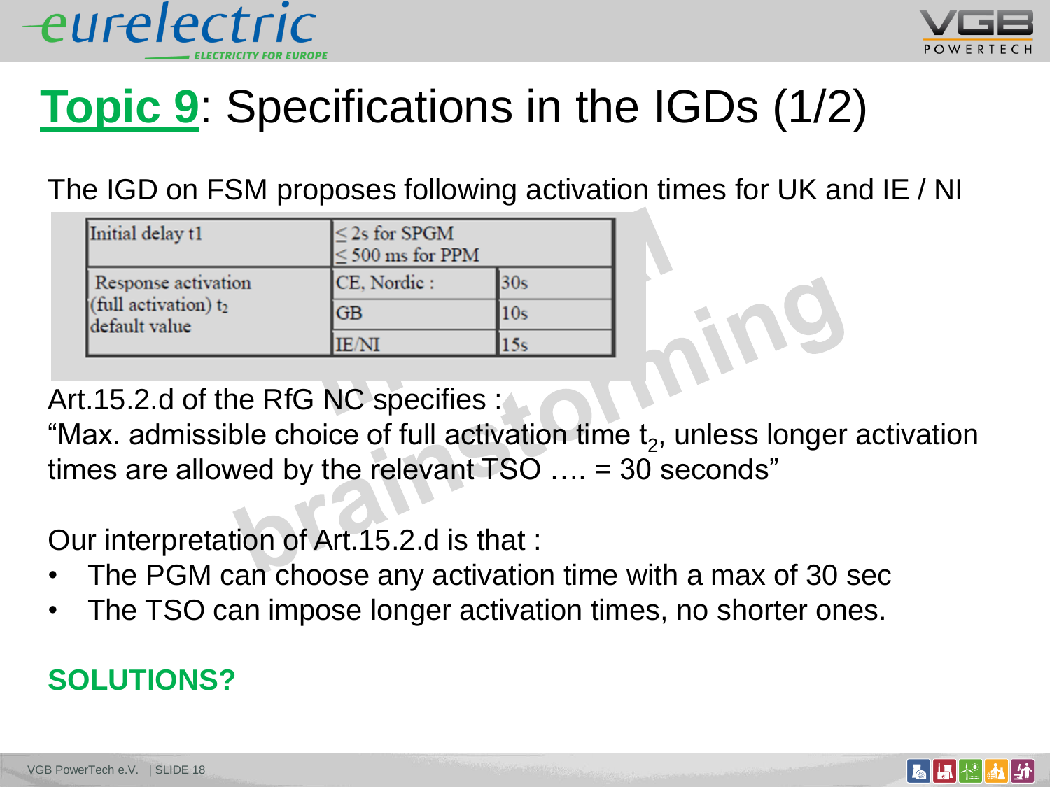# Topic 9: Specifications in the IGDs (1/2)

The IGD on FSM proposes following activation times for UK and IE / NI

| Initial delay t1 | ≤ 2s for SPGM<br>≤ 500 ms for PPM | |
|---|---|---|
| Response activation (full activation) $t_2$ default value | CE, Nordic : | 30s |
| | GB | 10s |
| | IE/NI | 15s |

Art.15.2.d of the RfG NC specifies :

"Max. admissible choice of full activation time $t_2$, unless longer activation times are allowed by the relevant TSO …. = 30 seconds"

Our interpretation of Art.15.2.d is that :

- The PGM can choose any activation time with a max of 30 sec
- The TSO can impose longer activation times, no shorter ones.

**SOLUTIONS?**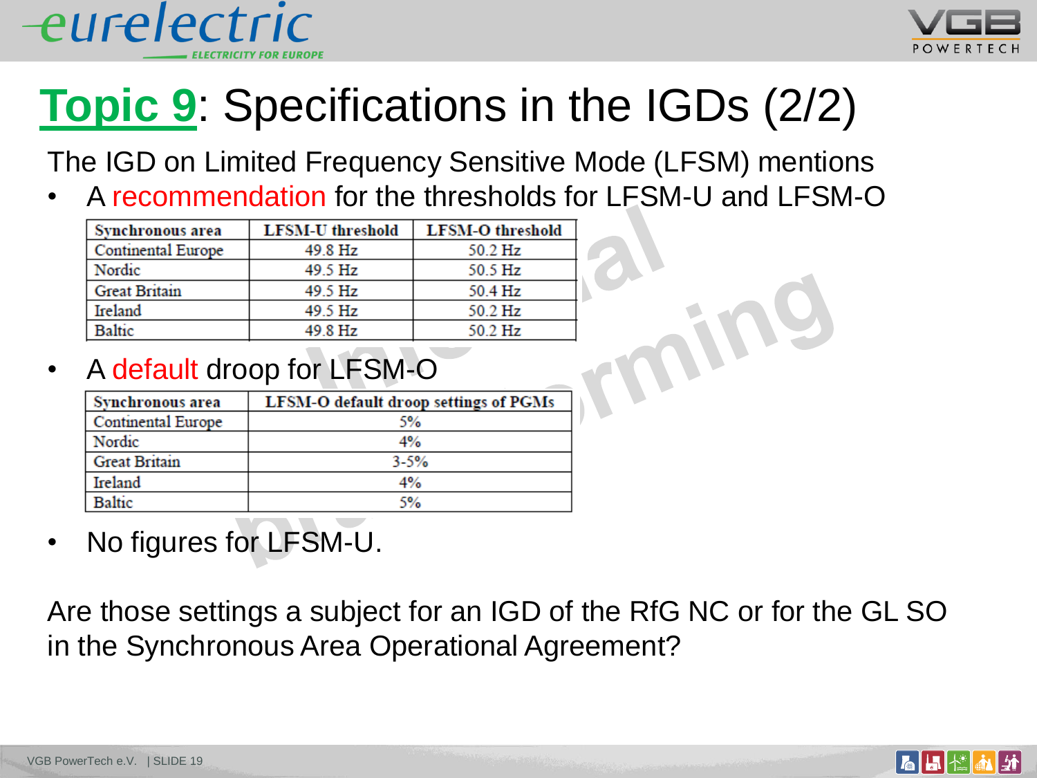# Topic 9: Specifications in the IGDs (2/2)

The IGD on Limited Frequency Sensitive Mode (LFSM) mentions

- A recommendation for the thresholds for LFSM-U and LFSM-O

| Synchronous area | LFSM-U threshold | LFSM-O threshold |
|---|---|---|
| Continental Europe | 49.8 Hz | 50.2 Hz |
| Nordic | 49.5 Hz | 50.5 Hz |
| Great Britain | 49.5 Hz | 50.4 Hz |
| Ireland | 49.5 Hz | 50.2 Hz |
| Baltic | 49.8 Hz | 50.2 Hz |

- A default droop for LFSM-O

| Synchronous area | LFSM-O default droop settings of PGMs |
|---|---|
| Continental Europe | 5% |
| Nordic | 4% |
| Great Britain | 3-5% |
| Ireland | 4% |
| Baltic | 5% |

- No figures for LFSM-U.

Are those settings a subject for an IGD of the RfG NC or for the GL SO in the Synchronous Area Operational Agreement?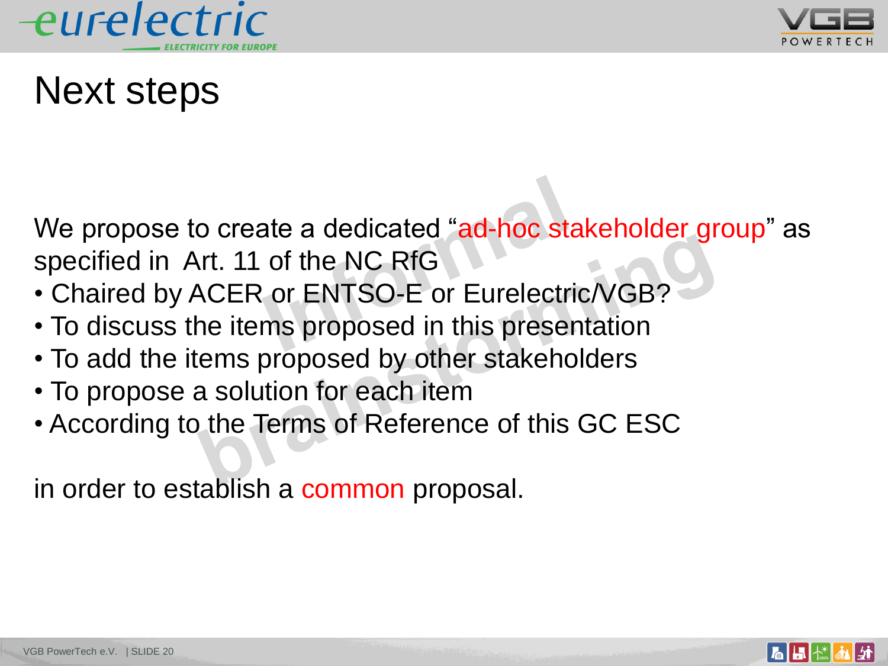# Next steps

We propose to create a dedicated "ad-hoc stakeholder group" as specified in Art. 11 of the NC RfG

- Chaired by ACER or ENTSO-E or Eurelectric/VGB?
- To discuss the items proposed in this presentation
- To add the items proposed by other stakeholders
- To propose a solution for each item
- According to the Terms of Reference of this GC ESC

in order to establish a common proposal.